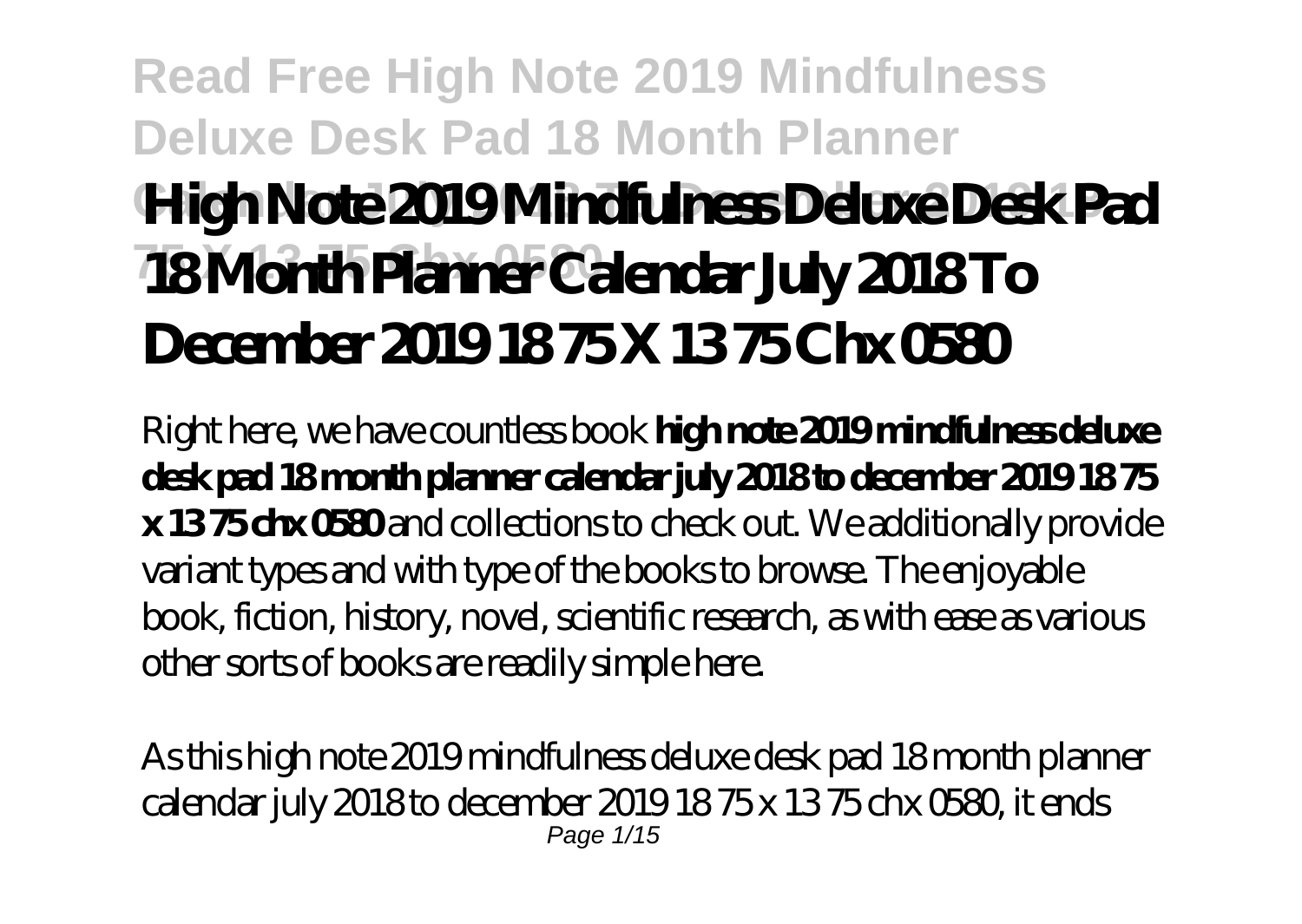# High Note 2019 Mindfulness Deluxe Desk Pad 18 Month Planner Calendar July 2018 To December 2019 18 75 X 13 75 Chx 0580

Right here, we have countless book **high note 2019 mindfulness deluxe desk pad 18 month planner calendar july 2018 to december 2019 18 75 x 13 75 chx 0580** and collections to check out. We additionally provide variant types and with type of the books to browse. The enjoyable book, fiction, history, novel, scientific research, as with ease as various other sorts of books are readily simple here.

As this high note 2019 mindfulness deluxe desk pad 18 month planner calendar july 2018 to december 2019 18 75 x 13 75 chx 0580, it ends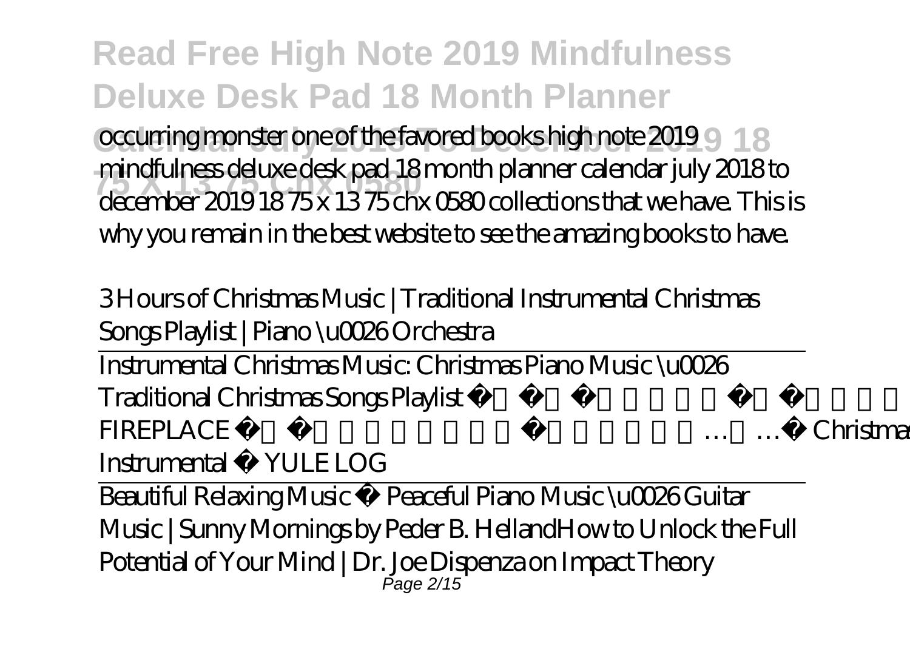occurring monster one of the favored books high note 2019 mindfulness deluxe desk pad 18 month planner calendar july 2018 to december 2019 18 75 x 13 75 chx 0580 collections that we have. This is why you remain in the best website to see the amazing books to have.

*3 Hours of Christmas Music | Traditional Instrumental Christmas Songs Playlist | Piano \u0026 Orchestra*

Instrumental Christmas Music: Christmas Piano Music \u0026 Traditional Christmas Songs Playlist  FIREPLACE  … … Christmas Instrumental  YULE LOG

Beautiful Relaxing Music • Peaceful Piano Music \u0026 Guitar Music | Sunny Mornings by Peder B. Helland *How to Unlock the Full Potential of Your Mind | Dr. Joe Dispenza on Impact Theory*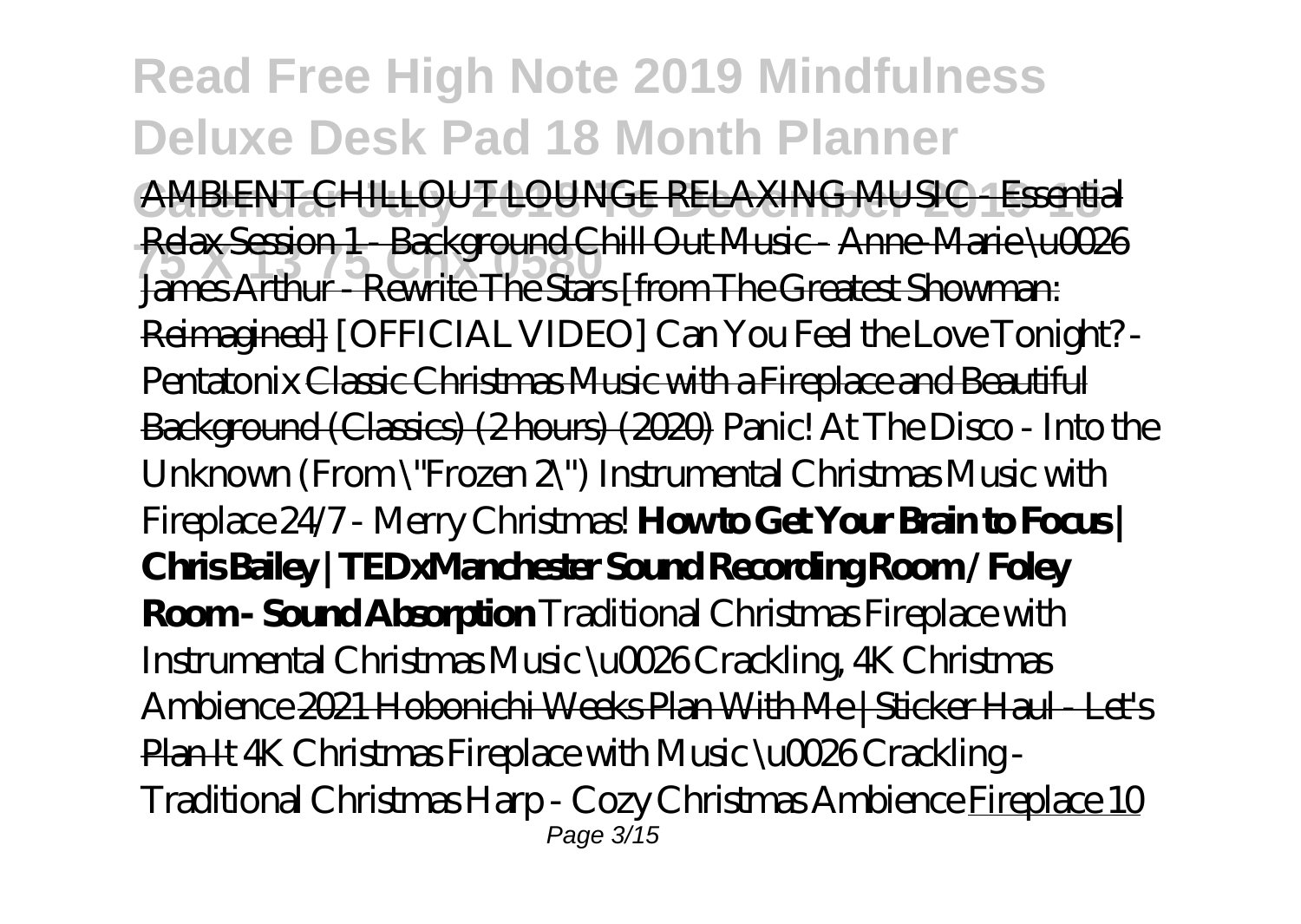AMBIENT CHILLOUT LOUNGE RELAXING MUSIC - Essential Relax Session 1 - Background Chill Out Music - Anne-Marie \u0026 James Arthur - Rewrite The Stars [from The Greatest Showman: Reimagined] *[OFFICIAL VIDEO] Can You Feel the Love Tonight? - Pentatonix* Classic Christmas Music with a Fireplace and Beautiful Background (Classics) (2 hours) (2020) *Panic! At The Disco - Into the Unknown (From \"Frozen 2\")* *Instrumental Christmas Music with Fireplace 24/7 - Merry Christmas!* **How to Get Your Brain to Focus | Chris Bailey | TEDxManchester** **Sound Recording Room / Foley Room - Sound Absorption** *Traditional Christmas Fireplace with Instrumental Christmas Music \u0026 Crackling, 4K Christmas Ambience* 2021 Hobonichi Weeks Plan With Me | Sticker Haul - Let's Plan It *4K Christmas Fireplace with Music \u0026 Crackling - Traditional Christmas Harp - Cozy Christmas Ambience* Fireplace 10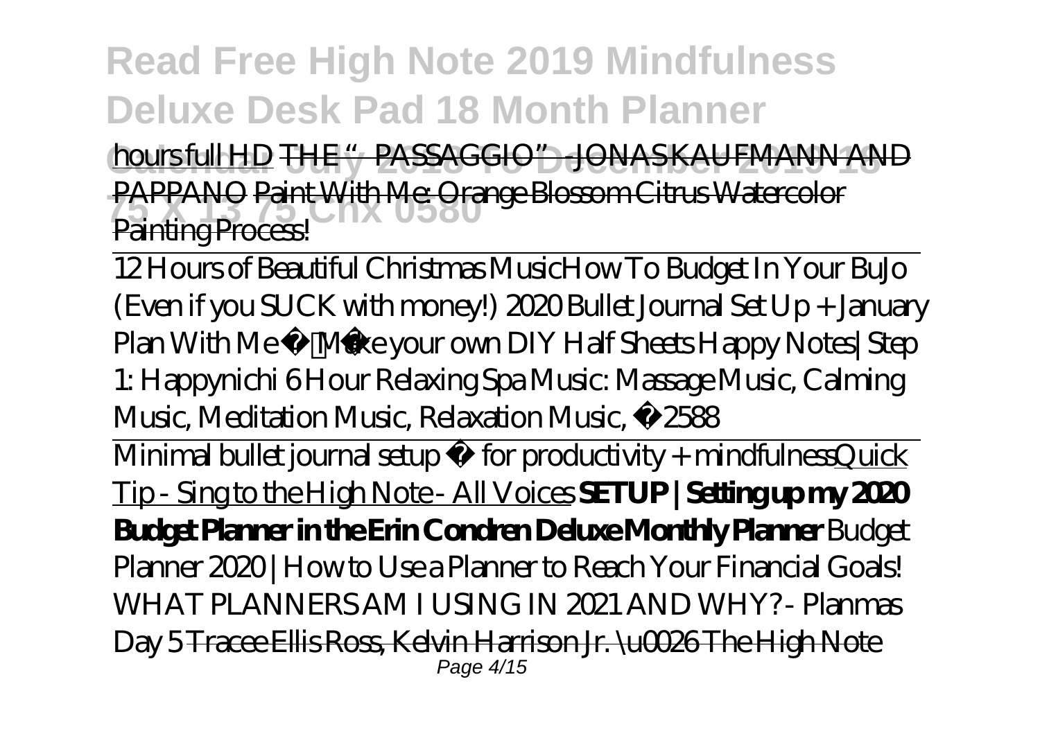hours full HD ~~THE "PASSAGGIO" - JONAS KAUFMANN AND PAPPANO~~ ~~Paint With Me: Orange Blossom Citrus Watercolor Painting Process!~~

12 Hours of Beautiful Christmas Music*How To Budget In Your BuJo (Even if you SUCK with money!) 2020 Bullet Journal Set Up + January Plan With Me Make your own DIY Half Sheets Happy Notes| Step 1: Happynichi 6 Hour Relaxing Spa Music: Massage Music, Calming Music, Meditation Music, Relaxation Music, ☯2588*

Minimal bullet journal setup ✨ for productivity + mindfulnessQuick Tip - Sing to the High Note - All Voices **SETUP | Setting up my 2020 Budget Planner in the Erin Condren Deluxe Monthly Planner** *Budget Planner 2020 | How to Use a Planner to Reach Your Financial Goals! WHAT PLANNERS AM I USING IN 2021 AND WHY? - Planmas Day 5* ~~Tracee Ellis Ross, Kelvin Harrison Jr. \u0026 The High Note~~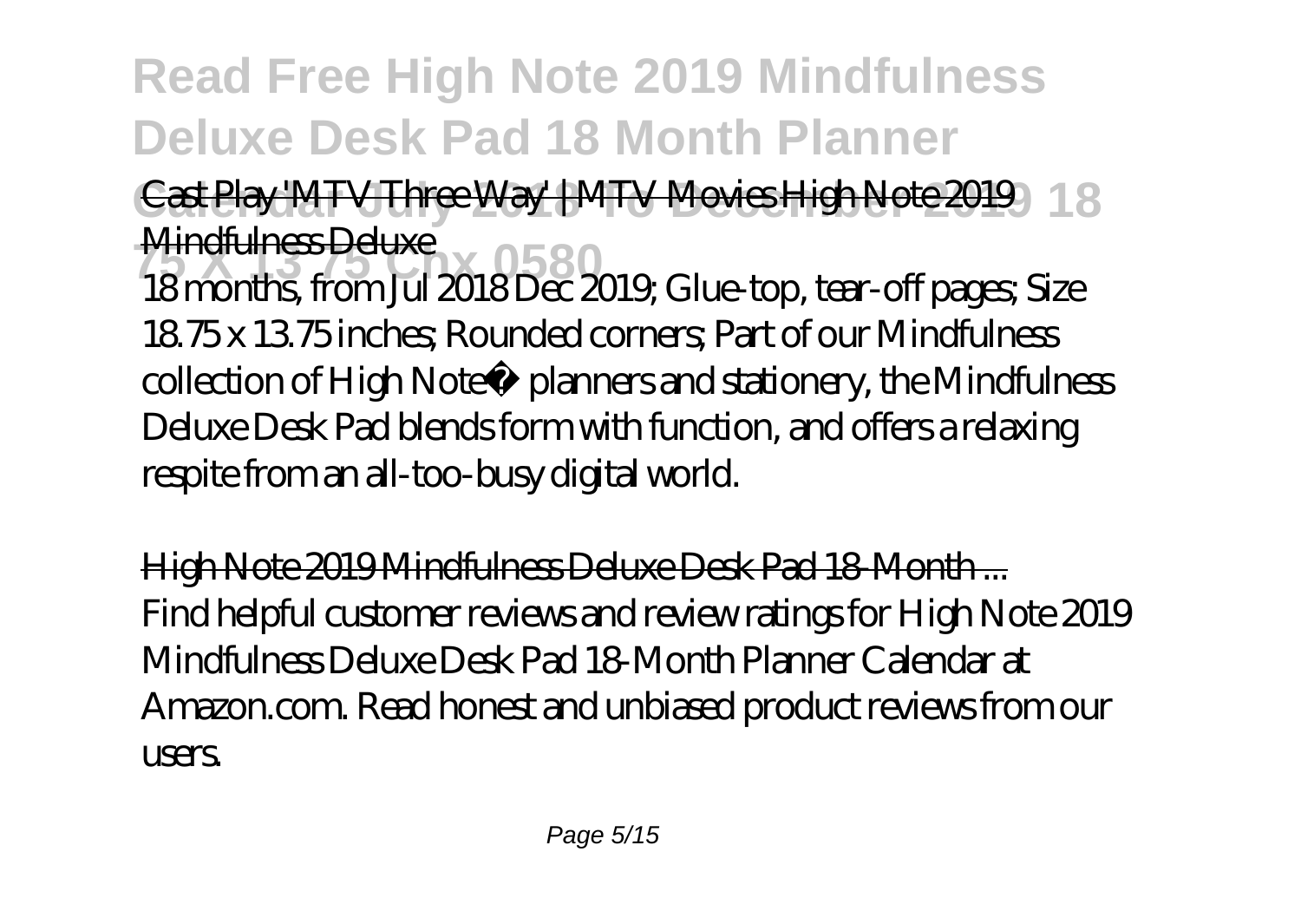Cast Play 'MTV Three Way' | MTV Movies High Note 2019 Mindfulness Deluxe

18 months, from Jul 2018 Dec 2019; Glue-top, tear-off pages; Size 18.75 x 13.75 inches; Rounded corners; Part of our Mindfulness collection of High Note® planners and stationery, the Mindfulness Deluxe Desk Pad blends form with function, and offers a relaxing respite from an all-too-busy digital world.

High Note 2019 Mindfulness Deluxe Desk Pad 18-Month ...

Find helpful customer reviews and review ratings for High Note 2019 Mindfulness Deluxe Desk Pad 18-Month Planner Calendar at Amazon.com. Read honest and unbiased product reviews from our users.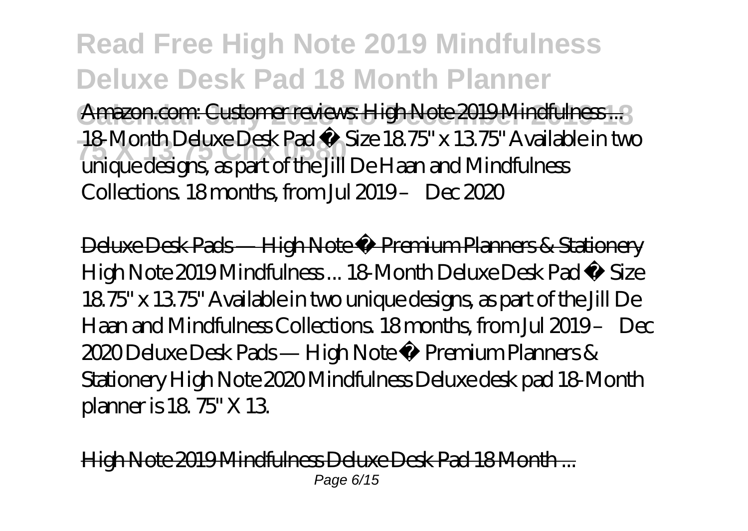Amazon.com: Customer reviews: High Note 2019 Mindfulness ...

18-Month Deluxe Desk Pad • Size 18.75" x 13.75" Available in two unique designs, as part of the Jill De Haan and Mindfulness Collections. 18 months, from Jul 2019 – Dec 2020

Deluxe Desk Pads — High Note ® Premium Planners & Stationery

High Note 2019 Mindfulness ... 18-Month Deluxe Desk Pad • Size 18.75" x 13.75" Available in two unique designs, as part of the Jill De Haan and Mindfulness Collections. 18 months, from Jul 2019 – Dec 2020 Deluxe Desk Pads — High Note ® Premium Planners & Stationery High Note 2020 Mindfulness Deluxe desk pad 18-Month planner is 18. 75" X 13.

High Note 2019 Mindfulness Deluxe Desk Pad 18 Month ...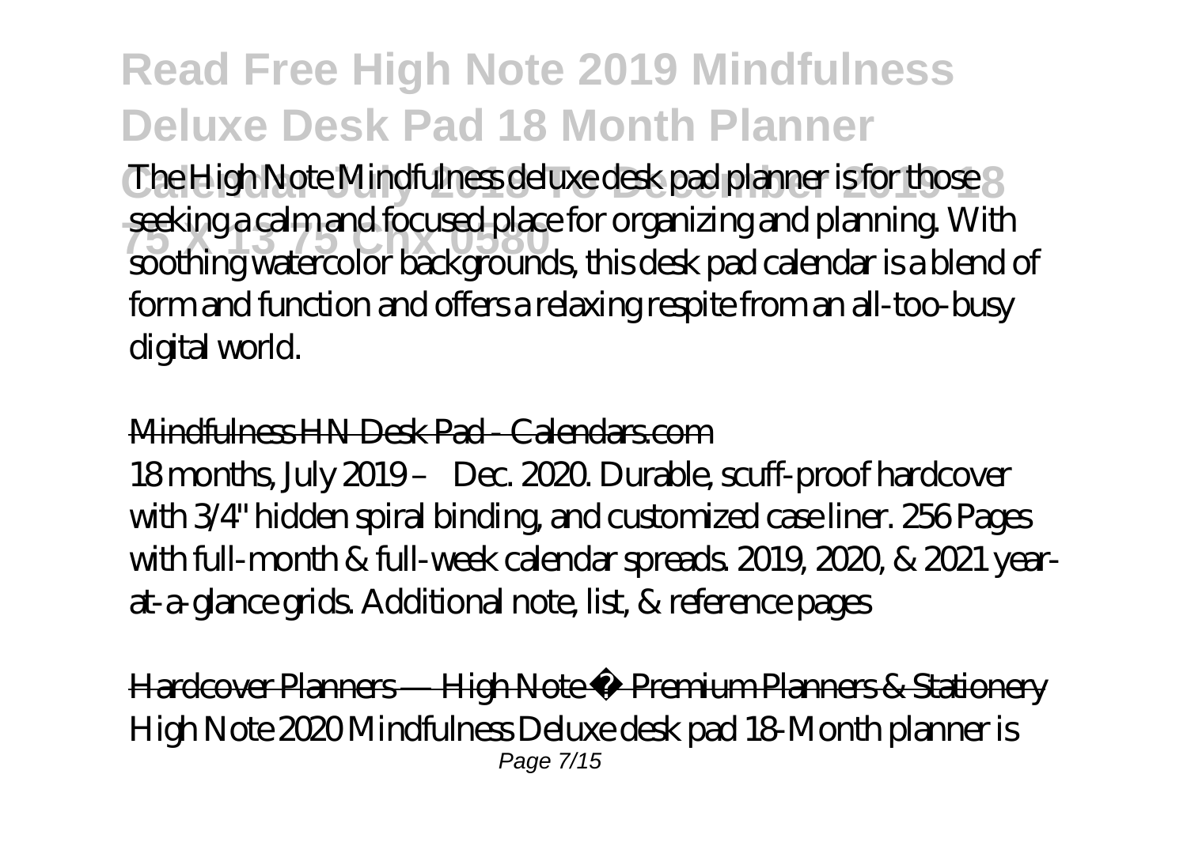The High Note Mindfulness deluxe desk pad planner is for those seeking a calm and focused place for organizing and planning. With soothing watercolor backgrounds, this desk pad calendar is a blend of form and function and offers a relaxing respite from an all-too-busy digital world.

Mindfulness HN Desk Pad - Calendars.com

18 months, July 2019 – Dec. 2020. Durable, scuff-proof hardcover with 3/4" hidden spiral binding, and customized case liner. 256 Pages with full-month & full-week calendar spreads. 2019, 2020, & 2021 year-at-a-glance grids. Additional note, list, & reference pages

Hardcover Planners — High Note ® Premium Planners & Stationery

High Note 2020 Mindfulness Deluxe desk pad 18-Month planner is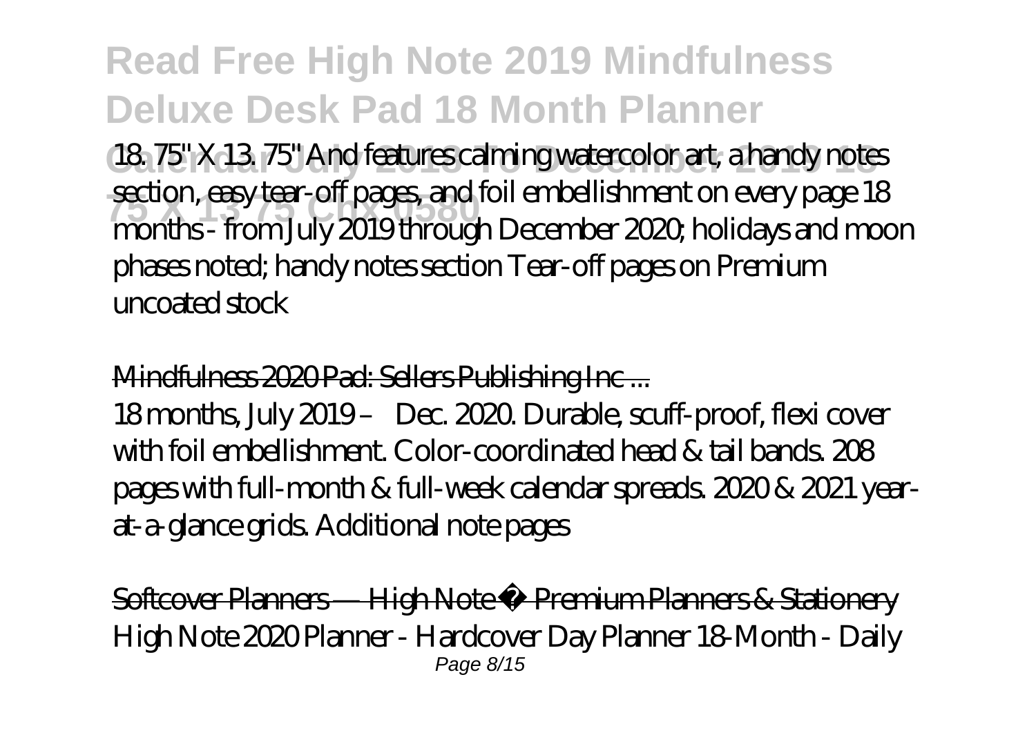18. 75" X 13. 75" And features calming watercolor art, a handy notes section, easy tear-off pages, and foil embellishment on every page 18 months - from July 2019 through December 2020; holidays and moon phases noted; handy notes section Tear-off pages on Premium uncoated stock

Mindfulness 2020 Pad: Sellers Publishing Inc ...

18 months, July 2019 – Dec. 2020. Durable, scuff-proof, flexi cover with foil embellishment. Color-coordinated head & tail bands. 208 pages with full-month & full-week calendar spreads. 2020 & 2021 year-at-a-glance grids. Additional note pages

Softcover Planners — High Note ® Premium Planners & Stationery

High Note 2020 Planner - Hardcover Day Planner 18-Month - Daily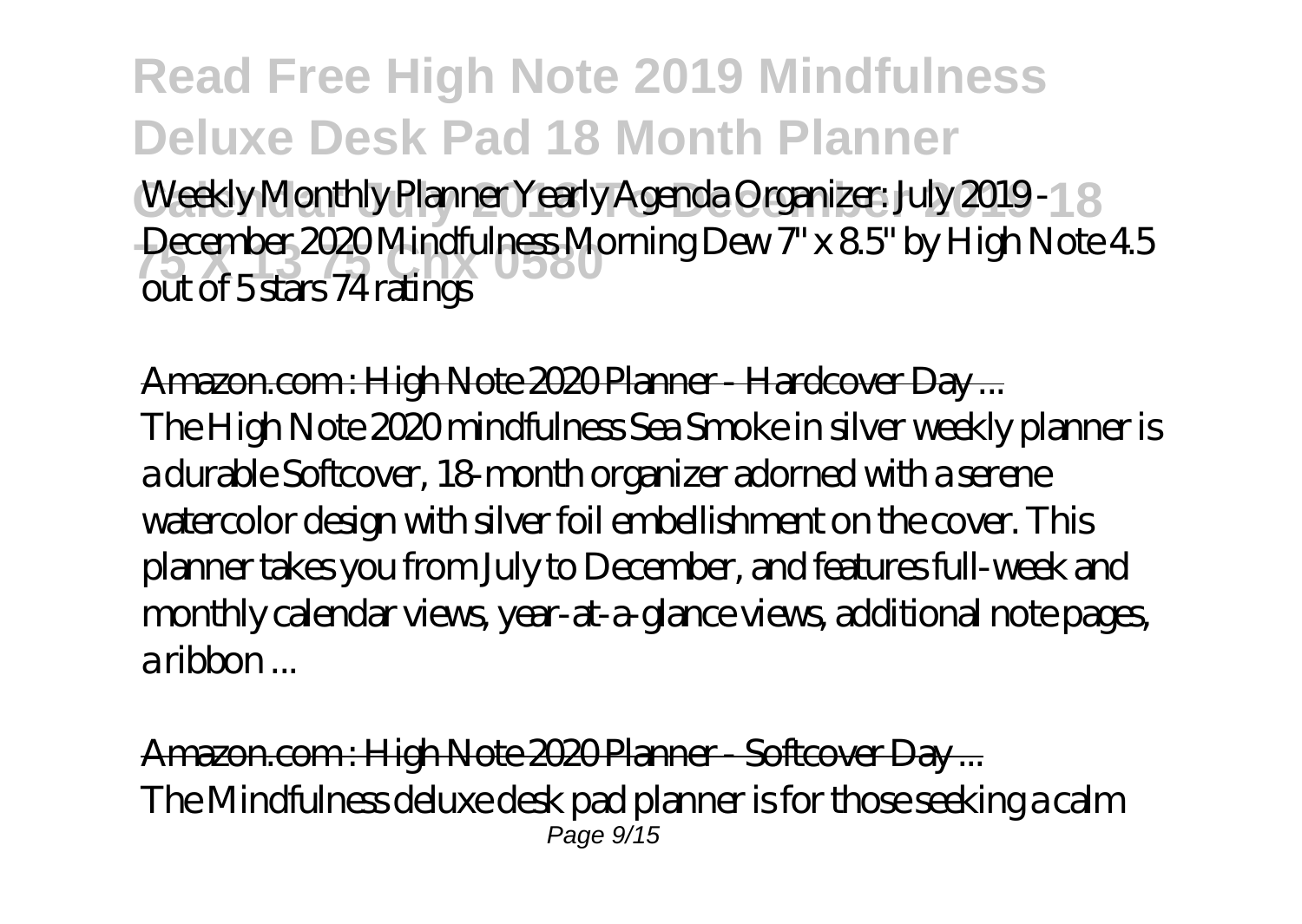Weekly Monthly Planner Yearly Agenda Organizer: July 2019 - December 2020 Mindfulness Morning Dew 7" x 8.5" by High Note 4.5 out of 5 stars 74 ratings

Amazon.com : High Note 2020 Planner - Hardcover Day ...

The High Note 2020 mindfulness Sea Smoke in silver weekly planner is a durable Softcover, 18-month organizer adorned with a serene watercolor design with silver foil embellishment on the cover. This planner takes you from July to December, and features full-week and monthly calendar views, year-at-a-glance views, additional note pages, a ribbon ...

Amazon.com : High Note 2020 Planner - Softcover Day ...

The Mindfulness deluxe desk pad planner is for those seeking a calm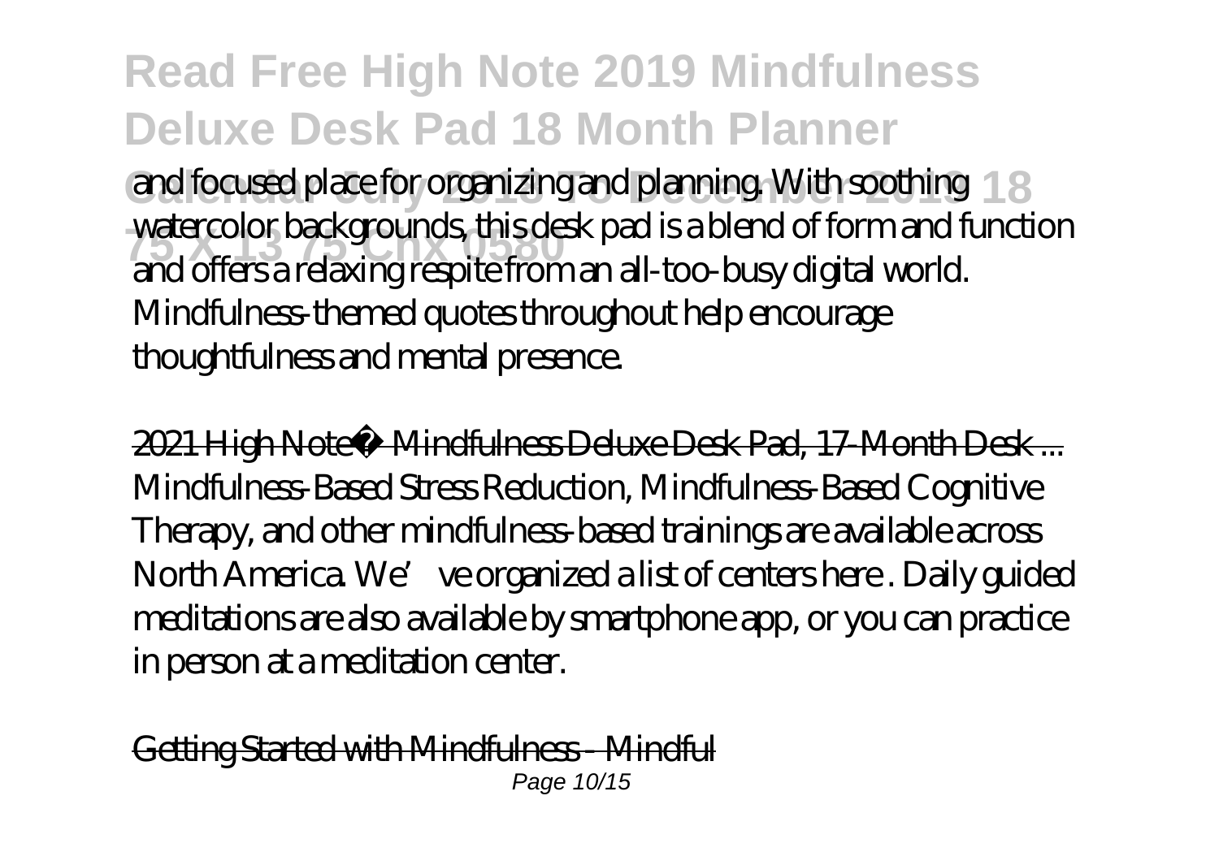and focused place for organizing and planning. With soothing watercolor backgrounds, this desk pad is a blend of form and function and offers a relaxing respite from an all-too-busy digital world. Mindfulness-themed quotes throughout help encourage thoughtfulness and mental presence.

2021 High Note® Mindfulness Deluxe Desk Pad, 17-Month Desk ...

Mindfulness-Based Stress Reduction, Mindfulness-Based Cognitive Therapy, and other mindfulness-based trainings are available across North America. We've organized a list of centers here . Daily guided meditations are also available by smartphone app, or you can practice in person at a meditation center.

Getting Started with Mindfulness - Mindful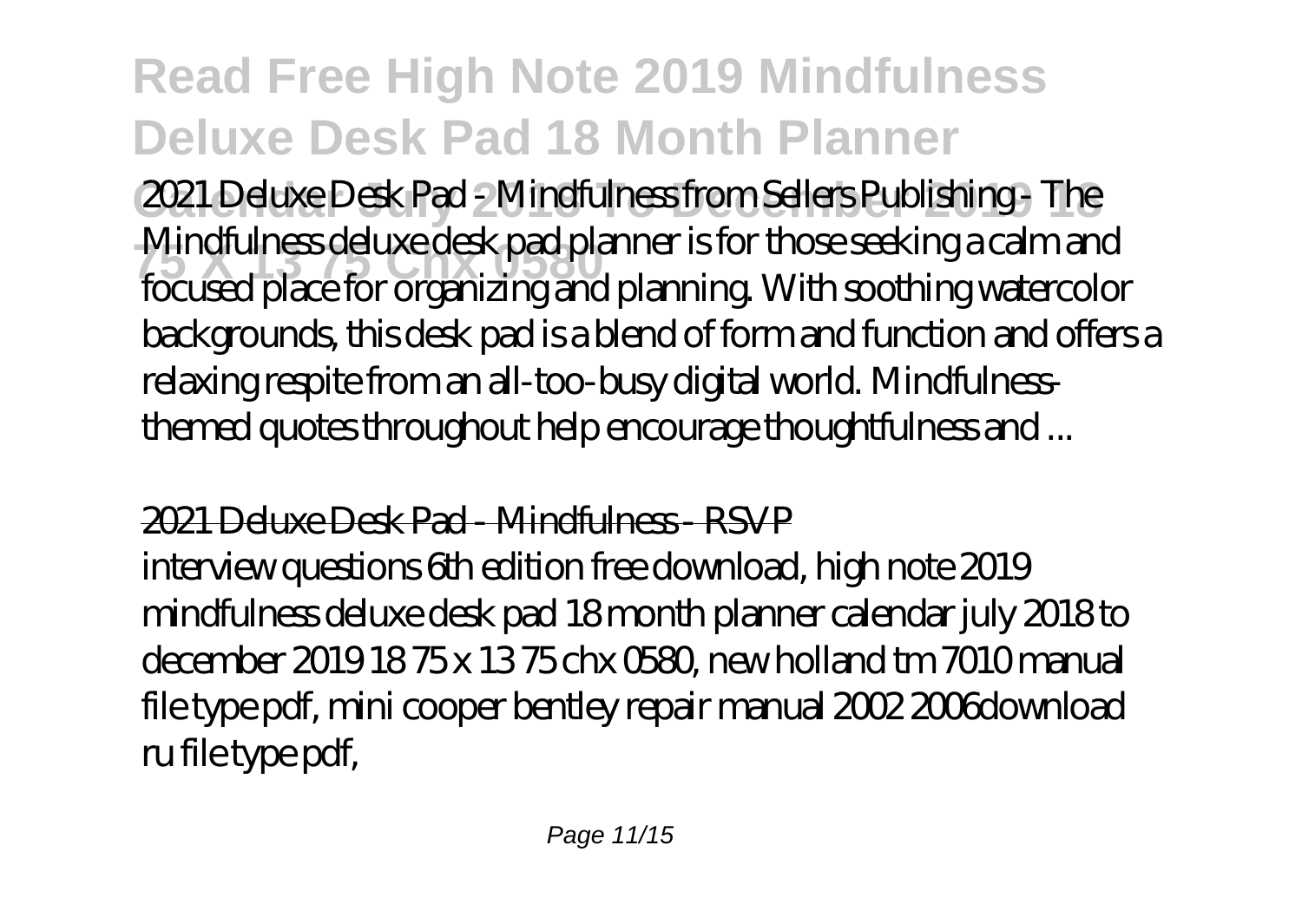2021 Deluxe Desk Pad - Mindfulness from Sellers Publishing - The Mindfulness deluxe desk pad planner is for those seeking a calm and focused place for organizing and planning. With soothing watercolor backgrounds, this desk pad is a blend of form and function and offers a relaxing respite from an all-too-busy digital world. Mindfulness-themed quotes throughout help encourage thoughtfulness and ...

## 2021 Deluxe Desk Pad - Mindfulness - RSVP

interview questions 6th edition free download, high note 2019 mindfulness deluxe desk pad 18 month planner calendar july 2018 to december 2019 18 75 x 13 75 chx 0580, new holland tm 7010 manual file type pdf, mini cooper bentley repair manual 2002 2006download ru file type pdf,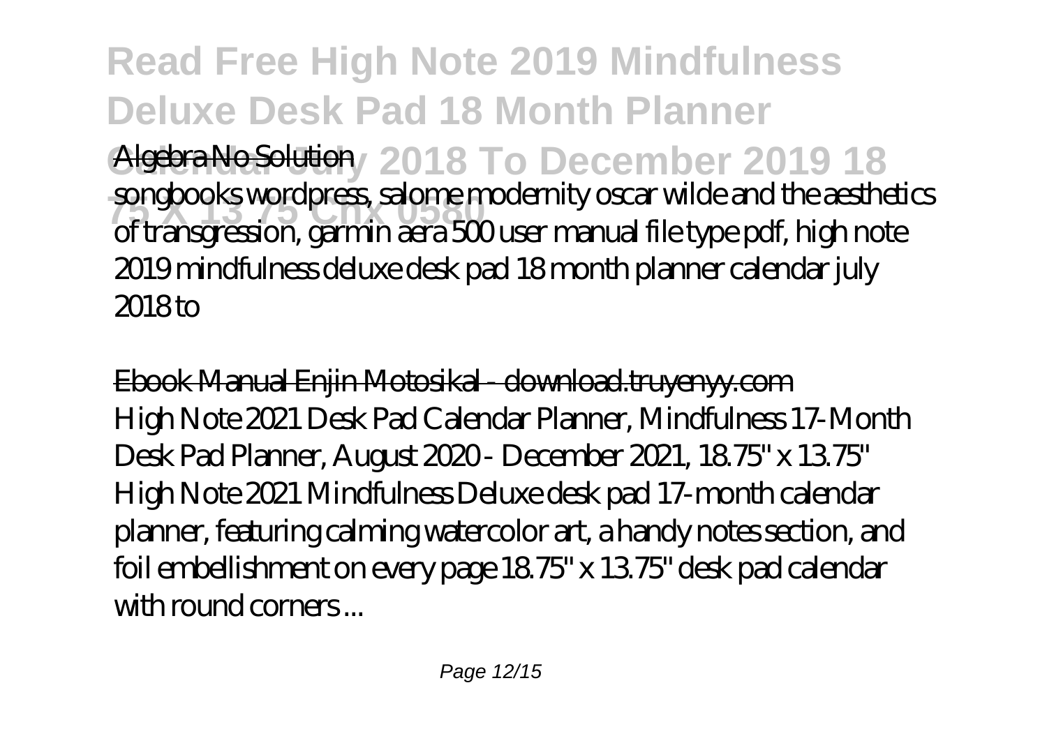Algebra No Solution songbooks wordpress, salome modernity oscar wilde and the aesthetics of transgression, garmin aera 500 user manual file type pdf, high note 2019 mindfulness deluxe desk pad 18 month planner calendar july 2018 to

Ebook Manual Enjin Motosikal - download.truyenyy.com
High Note 2021 Desk Pad Calendar Planner, Mindfulness 17-Month Desk Pad Planner, August 2020 - December 2021, 18.75" x 13.75" High Note 2021 Mindfulness Deluxe desk pad 17-month calendar planner, featuring calming watercolor art, a handy notes section, and foil embellishment on every page 18.75" x 13.75" desk pad calendar with round corners ...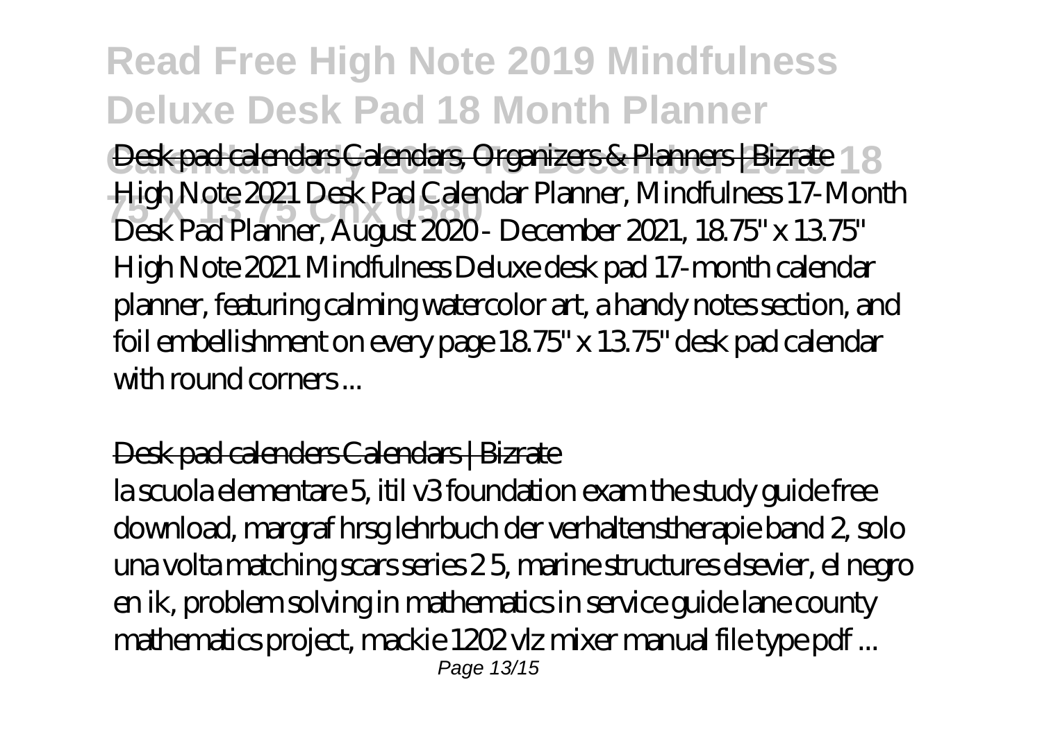Desk pad calendars Calendars, Organizers & Planners | Bizrate

High Note 2021 Desk Pad Calendar Planner, Mindfulness 17-Month Desk Pad Planner, August 2020 - December 2021, 18.75" x 13.75" High Note 2021 Mindfulness Deluxe desk pad 17-month calendar planner, featuring calming watercolor art, a handy notes section, and foil embellishment on every page 18.75" x 13.75" desk pad calendar with round corners ...

## Desk pad calenders Calendars | Bizrate

la scuola elementare 5, itil v3 foundation exam the study guide free download, margraf hrsg lehrbuch der verhaltenstherapie band 2, solo una volta matching scars series 2 5, marine structures elsevier, el negro en ik, problem solving in mathematics in service guide lane county mathematics project, mackie 1202 vlz mixer manual file type pdf ...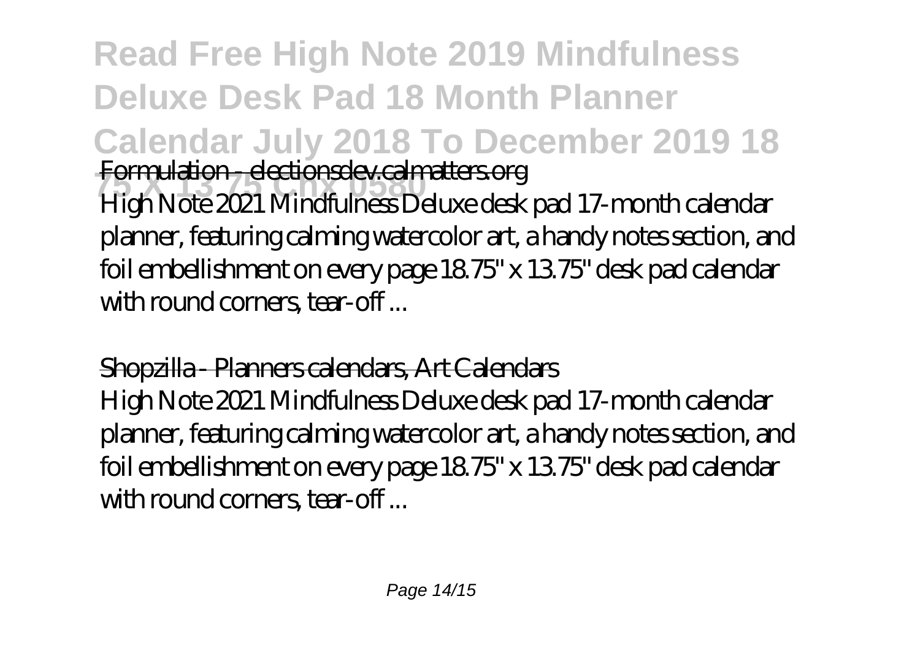Formulation - electionsdev.calmatters.org

High Note 2021 Mindfulness Deluxe desk pad 17-month calendar planner, featuring calming watercolor art, a handy notes section, and foil embellishment on every page 18.75" x 13.75" desk pad calendar with round corners, tear-off ...

Shopzilla - Planners calendars, Art Calendars

High Note 2021 Mindfulness Deluxe desk pad 17-month calendar planner, featuring calming watercolor art, a handy notes section, and foil embellishment on every page 18.75" x 13.75" desk pad calendar with round corners, tear-off ...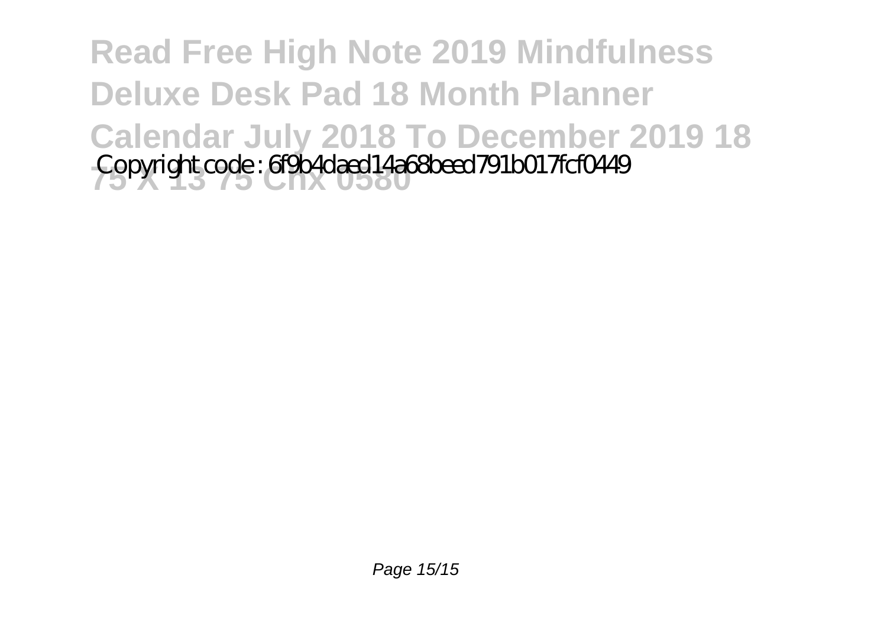Copyright code : 6f9b4daed14a68beed791b017fcf0449